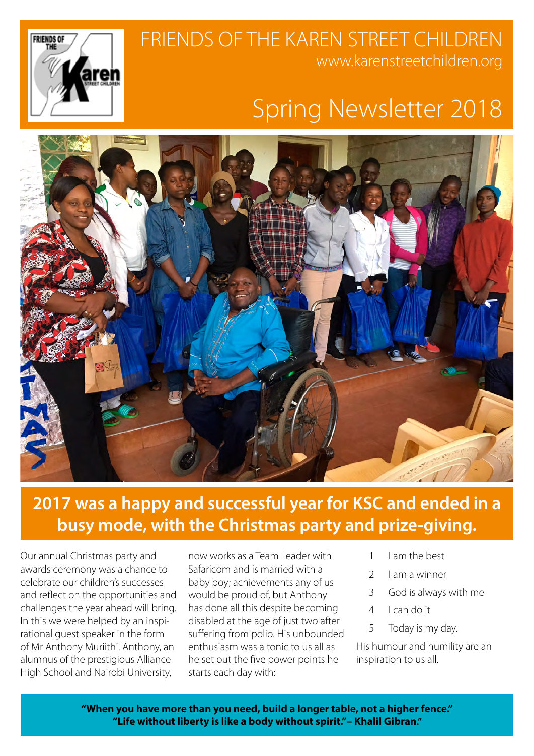# FRIENDS OF THE KAREN STREET CHILDREN

www.karenstreetchildren.org

# Spring Newsletter 2018

## 2017 was a happy and successful year for KSC and ended in a busy mode, with the Christmas party and prize-giving.

Our annual Christmas party and awards ceremony was a chance to celebrate our children's successes and reflect on the opportunities and challenges the year ahead will bring. In this we were helped by an inspirational guest speaker in the form of Mr Anthony Muriithi. Anthony, an alumnus of the prestigious Alliance High School and Nairobi University, now works as a Team Leader with Safaricom and is married with a baby boy; achievements any of us would be proud of, but Anthony has done all this despite becoming disabled at the age of just two after suffering from polio. His unbounded enthusiasm was a tonic to us all as he set out the five power points he starts each day with:

1. I am the best
2. I am a winner
3. God is always with me
4. I can do it
5. Today is my day.

His humour and humility are an inspiration to us all.

**"When you have more than you need, build a longer table, not a higher fence."**
**"Life without liberty is like a body without spirit."– Khalil Gibran."**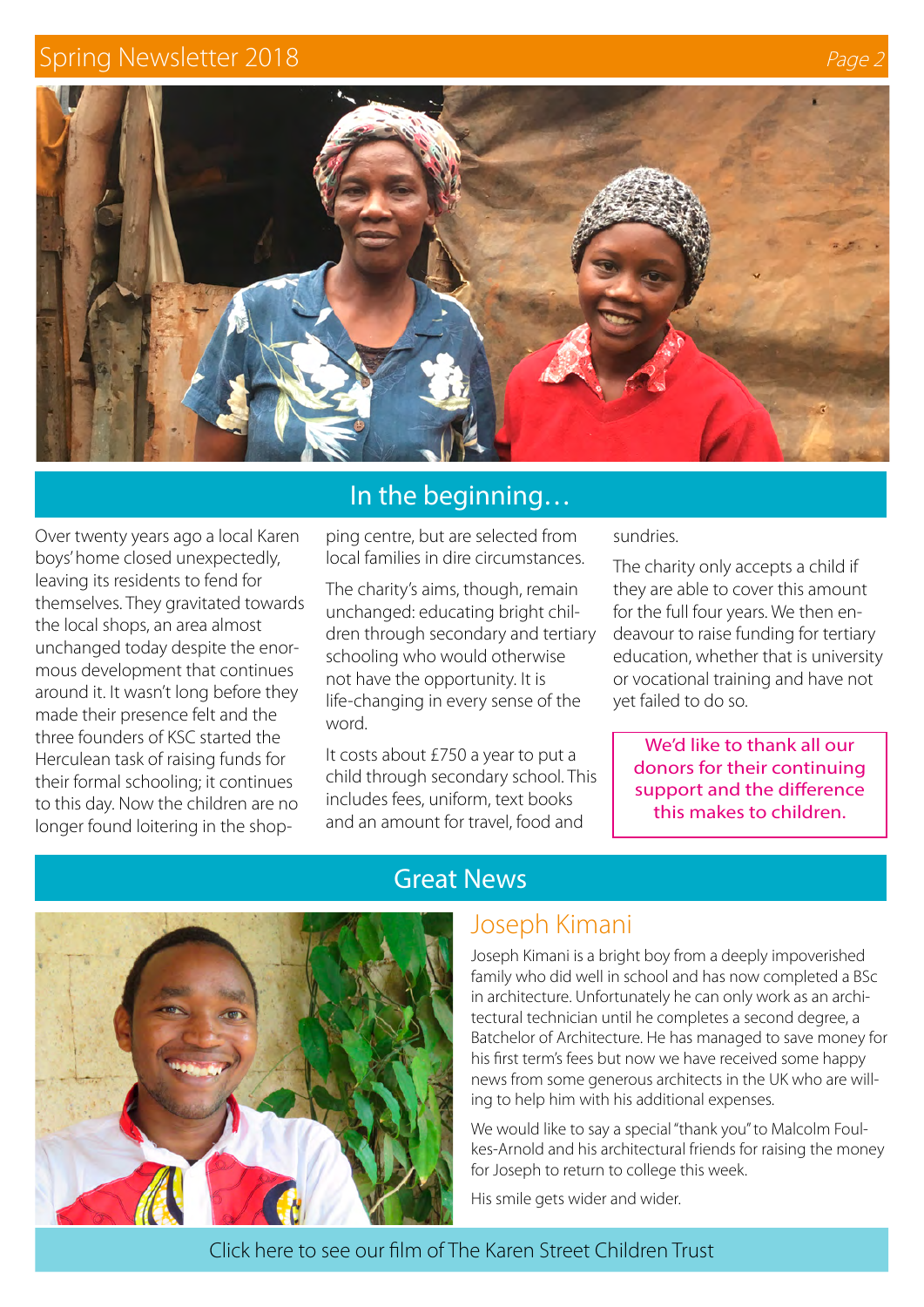## In the beginning…

Over twenty years ago a local Karen boys' home closed unexpectedly, leaving its residents to fend for themselves. They gravitated towards the local shops, an area almost unchanged today despite the enormous development that continues around it. It wasn't long before they made their presence felt and the three founders of KSC started the Herculean task of raising funds for their formal schooling; it continues to this day. Now the children are no longer found loitering in the shopping centre, but are selected from local families in dire circumstances.

The charity's aims, though, remain unchanged: educating bright children through secondary and tertiary schooling who would otherwise not have the opportunity. It is life-changing in every sense of the word.

It costs about £750 a year to put a child through secondary school. This includes fees, uniform, text books and an amount for travel, food and sundries.

The charity only accepts a child if they are able to cover this amount for the full four years. We then endeavour to raise funding for tertiary education, whether that is university or vocational training and have not yet failed to do so.

We'd like to thank all our donors for their continuing support and the difference this makes to children.

## Great News

### Joseph Kimani

Joseph Kimani is a bright boy from a deeply impoverished family who did well in school and has now completed a BSc in architecture. Unfortunately he can only work as an architectural technician until he completes a second degree, a Batchelor of Architecture. He has managed to save money for his first term's fees but now we have received some happy news from some generous architects in the UK who are willing to help him with his additional expenses.

We would like to say a special "thank you" to Malcolm Foulkes-Arnold and his architectural friends for raising the money for Joseph to return to college this week.

His smile gets wider and wider.

Click here to see our film of The Karen Street Children Trust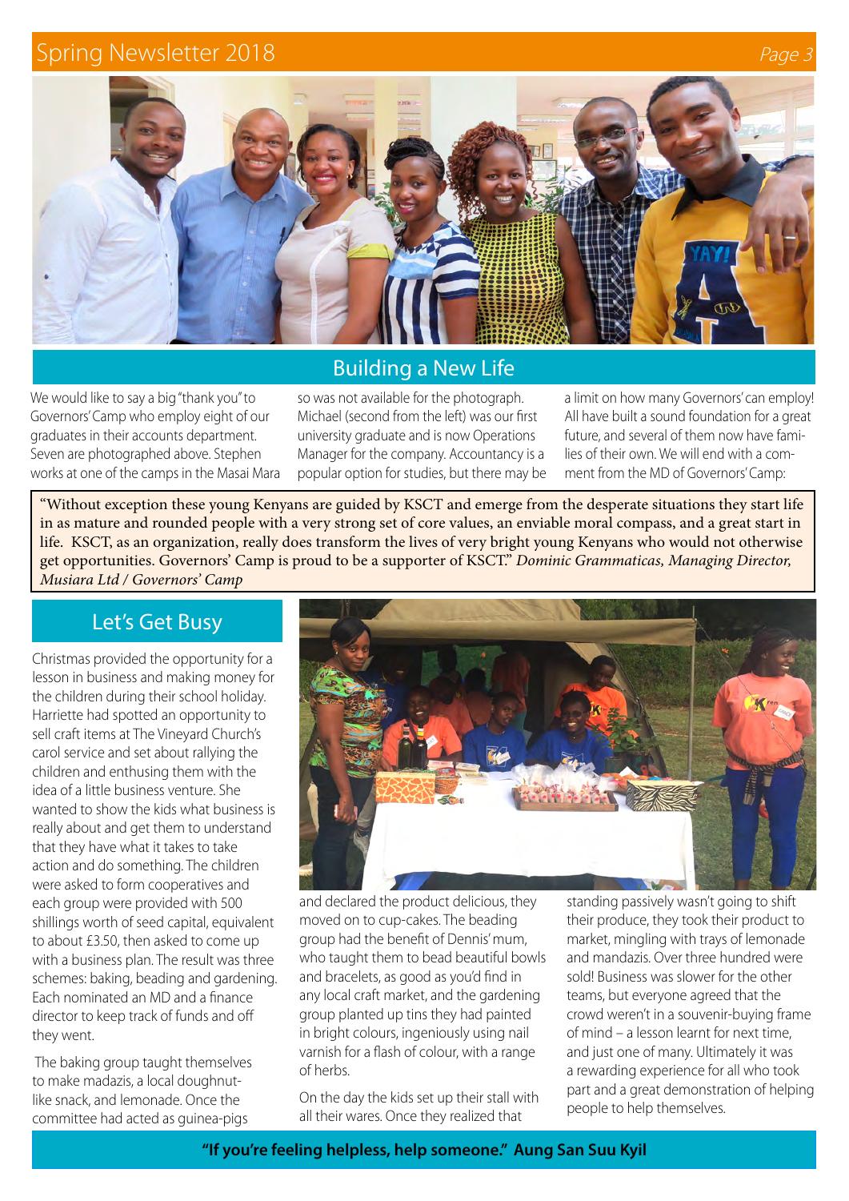## Building a New Life

We would like to say a big "thank you" to Governors' Camp who employ eight of our graduates in their accounts department. Seven are photographed above. Stephen works at one of the camps in the Masai Mara so was not available for the photograph. Michael (second from the left) was our first university graduate and is now Operations Manager for the company. Accountancy is a popular option for studies, but there may be a limit on how many Governors' can employ! All have built a sound foundation for a great future, and several of them now have families of their own. We will end with a comment from the MD of Governors' Camp:

> "Without exception these young Kenyans are guided by KSCT and emerge from the desperate situations they start life in as mature and rounded people with a very strong set of core values, an enviable moral compass, and a great start in life. KSCT, as an organization, really does transform the lives of very bright young Kenyans who would not otherwise get opportunities. Governors' Camp is proud to be a supporter of KSCT." *Dominic Grammaticas, Managing Director, Musiara Ltd / Governors' Camp*

## Let's Get Busy

Christmas provided the opportunity for a lesson in business and making money for the children during their school holiday. Harriette had spotted an opportunity to sell craft items at The Vineyard Church's carol service and set about rallying the children and enthusing them with the idea of a little business venture. She wanted to show the kids what business is really about and get them to understand that they have what it takes to take action and do something. The children were asked to form cooperatives and each group were provided with 500 shillings worth of seed capital, equivalent to about £3.50, then asked to come up with a business plan. The result was three schemes: baking, beading and gardening. Each nominated an MD and a finance director to keep track of funds and off they went.

The baking group taught themselves to make madazis, a local doughnut-like snack, and lemonade. Once the committee had acted as guinea-pigs and declared the product delicious, they moved on to cup-cakes. The beading group had the benefit of Dennis' mum, who taught them to bead beautiful bowls and bracelets, as good as you'd find in any local craft market, and the gardening group planted up tins they had painted in bright colours, ingeniously using nail varnish for a flash of colour, with a range of herbs.

On the day the kids set up their stall with all their wares. Once they realized that standing passively wasn't going to shift their produce, they took their product to market, mingling with trays of lemonade and mandazis. Over three hundred were sold! Business was slower for the other teams, but everyone agreed that the crowd weren't in a souvenir-buying frame of mind – a lesson learnt for next time, and just one of many. Ultimately it was a rewarding experience for all who took part and a great demonstration of helping people to help themselves.

**"If you're feeling helpless, help someone." Aung San Suu Kyil**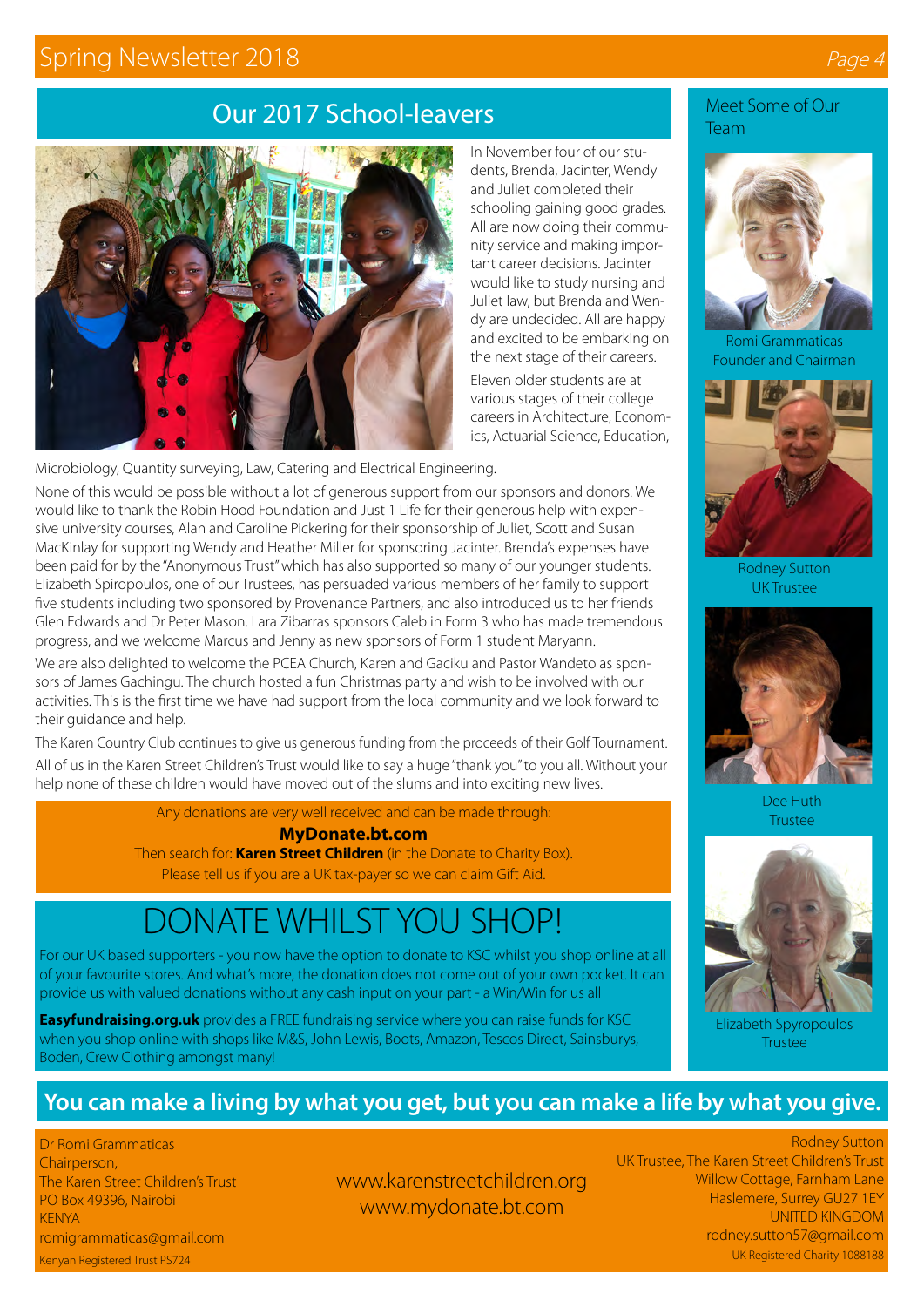## Our 2017 School-leavers

In November four of our students, Brenda, Jacinter, Wendy and Juliet completed their schooling gaining good grades. All are now doing their community service and making important career decisions. Jacinter would like to study nursing and Juliet law, but Brenda and Wendy are undecided. All are happy and excited to be embarking on the next stage of their careers.

Eleven older students are at various stages of their college careers in Architecture, Economics, Actuarial Science, Education, Microbiology, Quantity surveying, Law, Catering and Electrical Engineering.

None of this would be possible without a lot of generous support from our sponsors and donors. We would like to thank the Robin Hood Foundation and Just 1 Life for their generous help with expensive university courses, Alan and Caroline Pickering for their sponsorship of Juliet, Scott and Susan MacKinlay for supporting Wendy and Heather Miller for sponsoring Jacinter. Brenda's expenses have been paid for by the "Anonymous Trust" which has also supported so many of our younger students. Elizabeth Spiropoulos, one of our Trustees, has persuaded various members of her family to support five students including two sponsored by Provenance Partners, and also introduced us to her friends Glen Edwards and Dr Peter Mason. Lara Zibarras sponsors Caleb in Form 3 who has made tremendous progress, and we welcome Marcus and Jenny as new sponsors of Form 1 student Maryann.

We are also delighted to welcome the PCEA Church, Karen and Gaciku and Pastor Wandeto as sponsors of James Gachingu. The church hosted a fun Christmas party and wish to be involved with our activities. This is the first time we have had support from the local community and we look forward to their guidance and help.

The Karen Country Club continues to give us generous funding from the proceeds of their Golf Tournament.

All of us in the Karen Street Children's Trust would like to say a huge "thank you" to you all. Without your help none of these children would have moved out of the slums and into exciting new lives.

Any donations are very well received and can be made through:

**MyDonate.bt.com**

Then search for: **Karen Street Children** (in the Donate to Charity Box).

Please tell us if you are a UK tax-payer so we can claim Gift Aid.

## DONATE WHILST YOU SHOP!

For our UK based supporters - you now have the option to donate to KSC whilst you shop online at all of your favourite stores. And what's more, the donation does not come out of your own pocket. It can provide us with valued donations without any cash input on your part - a Win/Win for us all

**Easyfundraising.org.uk** provides a FREE fundraising service where you can raise funds for KSC when you shop online with shops like M&S, John Lewis, Boots, Amazon, Tescos Direct, Sainsburys, Boden, Crew Clothing amongst many!

### Meet Some of Our Team

Romi Grammaticas
Founder and Chairman

Rodney Sutton
UK Trustee

Dee Huth
Trustee

Elizabeth Spyropoulos
Trustee

**You can make a living by what you get, but you can make a life by what you give.**

Dr Romi Grammaticas
Chairperson,
The Karen Street Children's Trust
PO Box 49396, Nairobi
KENYA
romigrammaticas@gmail.com
Kenyan Registered Trust PS724

www.karenstreetchildren.org
www.mydonate.bt.com

Rodney Sutton
UK Trustee, The Karen Street Children's Trust
Willow Cottage, Farnham Lane
Haslemere, Surrey GU27 1EY
UNITED KINGDOM
rodney.sutton57@gmail.com
UK Registered Charity 1088188